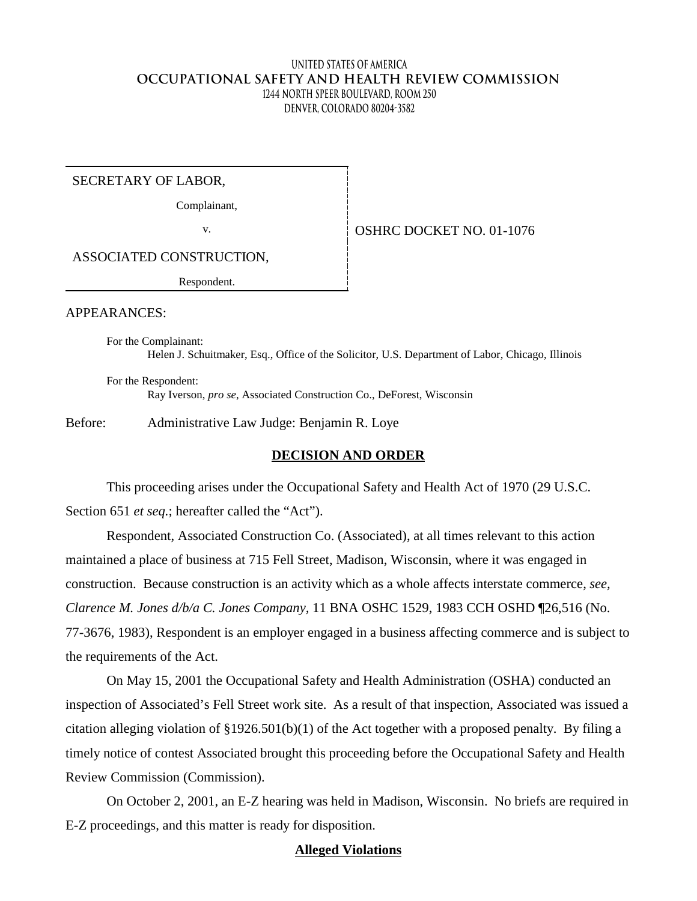UNITED STATES OF AMERICA
**OCCUPATIONAL SAFETY AND HEALTH REVIEW COMMISSION**
1244 NORTH SPEER BOULEVARD, ROOM 250
DENVER, COLORADO 80204-3582

| | |
|---|---|
| SECRETARY OF LABOR,<br><br>Complainant,<br><br>v.<br><br>ASSOCIATED CONSTRUCTION,<br><br>Respondent. | OSHRC DOCKET NO. 01-1076 |

APPEARANCES:

For the Complainant:
Helen J. Schuitmaker, Esq., Office of the Solicitor, U.S. Department of Labor, Chicago, Illinois

For the Respondent:
Ray Iverson, *pro se*, Associated Construction Co., DeForest, Wisconsin

Before: Administrative Law Judge: Benjamin R. Loye

## DECISION AND ORDER

This proceeding arises under the Occupational Safety and Health Act of 1970 (29 U.S.C. Section 651 *et seq.*; hereafter called the "Act").

Respondent, Associated Construction Co. (Associated), at all times relevant to this action maintained a place of business at 715 Fell Street, Madison, Wisconsin, where it was engaged in construction. Because construction is an activity which as a whole affects interstate commerce, *see*, *Clarence M. Jones d/b/a C. Jones Company*, 11 BNA OSHC 1529, 1983 CCH OSHD ¶26,516 (No. 77-3676, 1983), Respondent is an employer engaged in a business affecting commerce and is subject to the requirements of the Act.

On May 15, 2001 the Occupational Safety and Health Administration (OSHA) conducted an inspection of Associated's Fell Street work site. As a result of that inspection, Associated was issued a citation alleging violation of §1926.501(b)(1) of the Act together with a proposed penalty. By filing a timely notice of contest Associated brought this proceeding before the Occupational Safety and Health Review Commission (Commission).

On October 2, 2001, an E-Z hearing was held in Madison, Wisconsin. No briefs are required in E-Z proceedings, and this matter is ready for disposition.

## Alleged Violations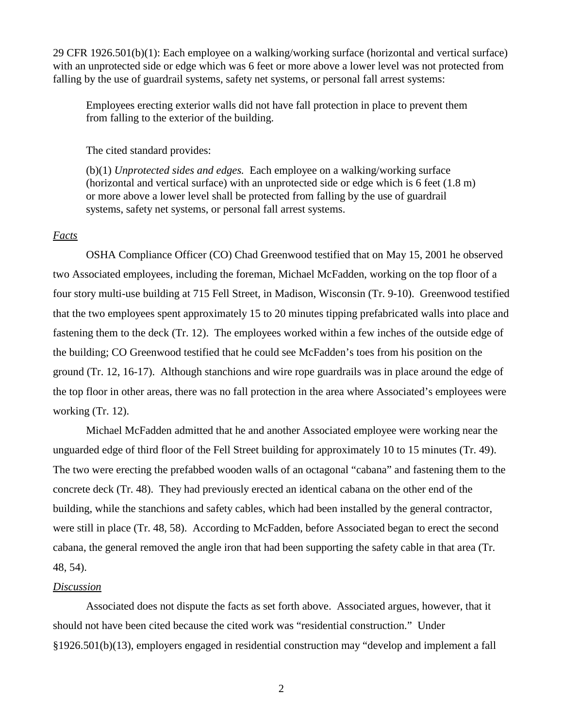29 CFR 1926.501(b)(1): Each employee on a walking/working surface (horizontal and vertical surface) with an unprotected side or edge which was 6 feet or more above a lower level was not protected from falling by the use of guardrail systems, safety net systems, or personal fall arrest systems:

> Employees erecting exterior walls did not have fall protection in place to prevent them from falling to the exterior of the building.

> The cited standard provides:

> (b)(1) *Unprotected sides and edges.* Each employee on a walking/working surface (horizontal and vertical surface) with an unprotected side or edge which is 6 feet (1.8 m) or more above a lower level shall be protected from falling by the use of guardrail systems, safety net systems, or personal fall arrest systems.

*Facts*

OSHA Compliance Officer (CO) Chad Greenwood testified that on May 15, 2001 he observed two Associated employees, including the foreman, Michael McFadden, working on the top floor of a four story multi-use building at 715 Fell Street, in Madison, Wisconsin (Tr. 9-10). Greenwood testified that the two employees spent approximately 15 to 20 minutes tipping prefabricated walls into place and fastening them to the deck (Tr. 12). The employees worked within a few inches of the outside edge of the building; CO Greenwood testified that he could see McFadden's toes from his position on the ground (Tr. 12, 16-17). Although stanchions and wire rope guardrails was in place around the edge of the top floor in other areas, there was no fall protection in the area where Associated's employees were working (Tr. 12).

Michael McFadden admitted that he and another Associated employee were working near the unguarded edge of third floor of the Fell Street building for approximately 10 to 15 minutes (Tr. 49). The two were erecting the prefabbed wooden walls of an octagonal "cabana" and fastening them to the concrete deck (Tr. 48). They had previously erected an identical cabana on the other end of the building, while the stanchions and safety cables, which had been installed by the general contractor, were still in place (Tr. 48, 58). According to McFadden, before Associated began to erect the second cabana, the general removed the angle iron that had been supporting the safety cable in that area (Tr. 48, 54).

*Discussion*

Associated does not dispute the facts as set forth above. Associated argues, however, that it should not have been cited because the cited work was "residential construction." Under §1926.501(b)(13), employers engaged in residential construction may "develop and implement a fall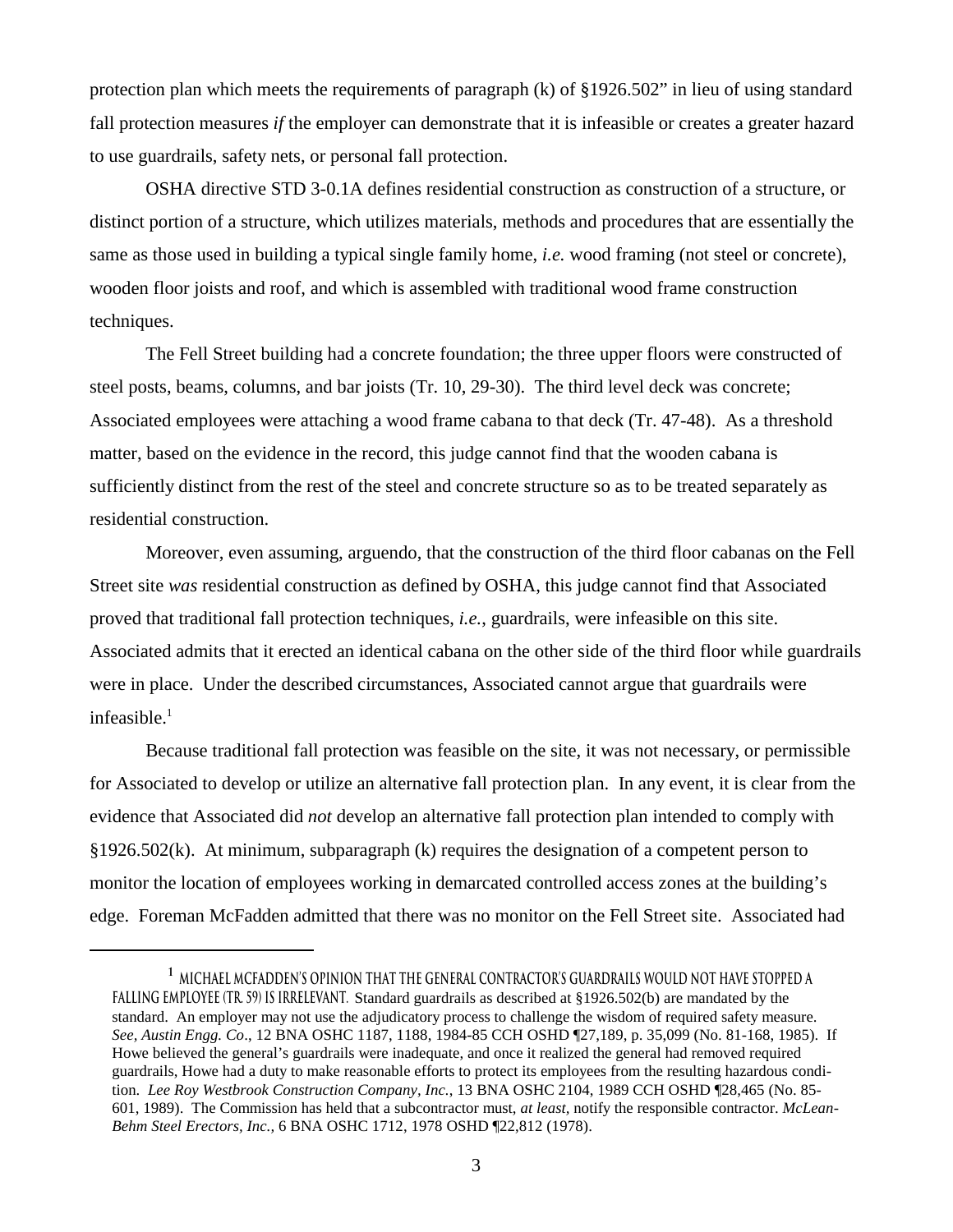protection plan which meets the requirements of paragraph (k) of §1926.502" in lieu of using standard fall protection measures *if* the employer can demonstrate that it is infeasible or creates a greater hazard to use guardrails, safety nets, or personal fall protection.

OSHA directive STD 3-0.1A defines residential construction as construction of a structure, or distinct portion of a structure, which utilizes materials, methods and procedures that are essentially the same as those used in building a typical single family home, *i.e.* wood framing (not steel or concrete), wooden floor joists and roof, and which is assembled with traditional wood frame construction techniques.

The Fell Street building had a concrete foundation; the three upper floors were constructed of steel posts, beams, columns, and bar joists (Tr. 10, 29-30). The third level deck was concrete; Associated employees were attaching a wood frame cabana to that deck (Tr. 47-48). As a threshold matter, based on the evidence in the record, this judge cannot find that the wooden cabana is sufficiently distinct from the rest of the steel and concrete structure so as to be treated separately as residential construction.

Moreover, even assuming, arguendo, that the construction of the third floor cabanas on the Fell Street site *was* residential construction as defined by OSHA, this judge cannot find that Associated proved that traditional fall protection techniques, *i.e.*, guardrails, were infeasible on this site. Associated admits that it erected an identical cabana on the other side of the third floor while guardrails were in place. Under the described circumstances, Associated cannot argue that guardrails were infeasible.[1]

Because traditional fall protection was feasible on the site, it was not necessary, or permissible for Associated to develop or utilize an alternative fall protection plan. In any event, it is clear from the evidence that Associated did *not* develop an alternative fall protection plan intended to comply with §1926.502(k). At minimum, subparagraph (k) requires the designation of a competent person to monitor the location of employees working in demarcated controlled access zones at the building's edge. Foreman McFadden admitted that there was no monitor on the Fell Street site. Associated had

---

[1] MICHAEL MCFADDEN'S OPINION THAT THE GENERAL CONTRACTOR'S GUARDRAILS WOULD NOT HAVE STOPPED A FALLING EMPLOYEE (TR. 59) IS IRRELEVANT. Standard guardrails as described at §1926.502(b) are mandated by the standard. An employer may not use the adjudicatory process to challenge the wisdom of required safety measure. *See, Austin Engg. Co*., 12 BNA OSHC 1187, 1188, 1984-85 CCH OSHD ¶27,189, p. 35,099 (No. 81-168, 1985). If Howe believed the general's guardrails were inadequate, and once it realized the general had removed required guardrails, Howe had a duty to make reasonable efforts to protect its employees from the resulting hazardous condition. *Lee Roy Westbrook Construction Company, Inc.*, 13 BNA OSHC 2104, 1989 CCH OSHD ¶28,465 (No. 85-601, 1989). The Commission has held that a subcontractor must, *at least*, notify the responsible contractor. *McLean-Behm Steel Erectors, Inc.,* 6 BNA OSHC 1712, 1978 OSHD ¶22,812 (1978).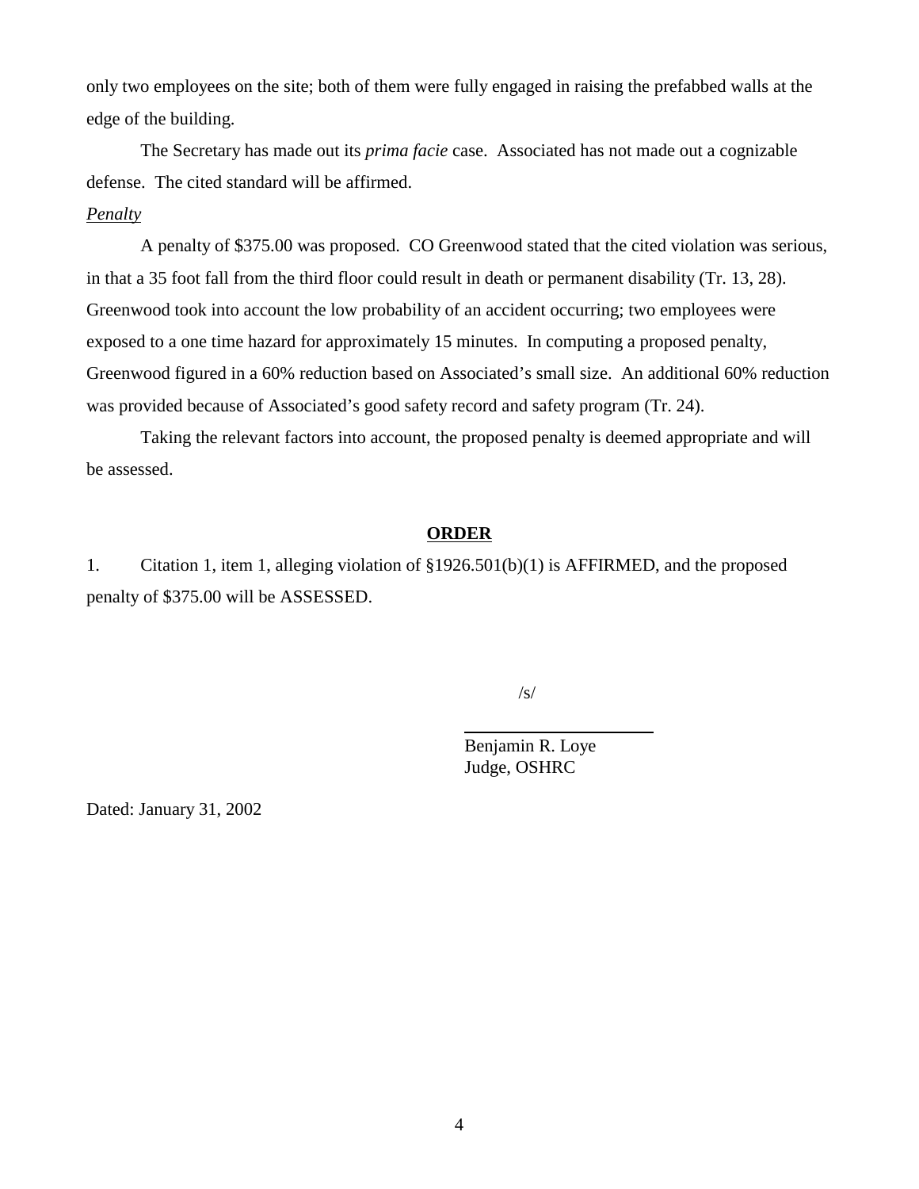only two employees on the site; both of them were fully engaged in raising the prefabbed walls at the edge of the building.

The Secretary has made out its *prima facie* case. Associated has not made out a cognizable defense. The cited standard will be affirmed.

*Penalty*

A penalty of $375.00 was proposed. CO Greenwood stated that the cited violation was serious, in that a 35 foot fall from the third floor could result in death or permanent disability (Tr. 13, 28). Greenwood took into account the low probability of an accident occurring; two employees were exposed to a one time hazard for approximately 15 minutes. In computing a proposed penalty, Greenwood figured in a 60% reduction based on Associated's small size. An additional 60% reduction was provided because of Associated's good safety record and safety program (Tr. 24).

Taking the relevant factors into account, the proposed penalty is deemed appropriate and will be assessed.

**ORDER**

1. Citation 1, item 1, alleging violation of §1926.501(b)(1) is AFFIRMED, and the proposed penalty of $375.00 will be ASSESSED.

/s/

Benjamin R. Loye
Judge, OSHRC

Dated: January 31, 2002